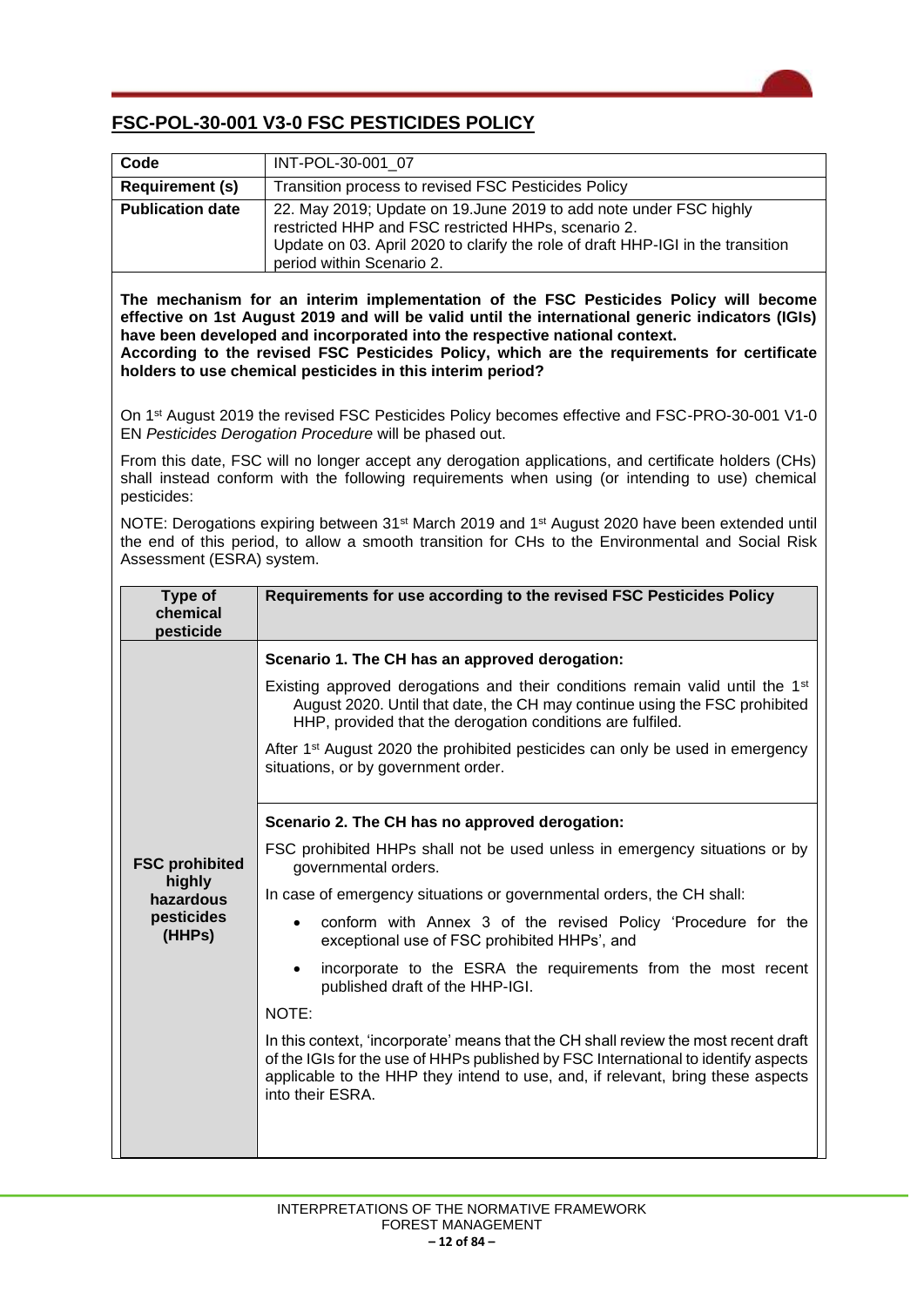## FSC-POL-30-001 V3-0 FSC PESTICIDES POLICY

| Code | INT-POL-30-001_07 |
| --- | --- |
| **Requirement (s)** | Transition process to revised FSC Pesticides Policy |
| **Publication date** | 22. May 2019; Update on 19.June 2019 to add note under FSC highly restricted HHP and FSC restricted HHPs, scenario 2.<br>Update on 03. April 2020 to clarify the role of draft HHP-IGI in the transition period within Scenario 2. |

**The mechanism for an interim implementation of the FSC Pesticides Policy will become effective on 1st August 2019 and will be valid until the international generic indicators (IGIs) have been developed and incorporated into the respective national context.**
**According to the revised FSC Pesticides Policy, which are the requirements for certificate holders to use chemical pesticides in this interim period?**

On 1st August 2019 the revised FSC Pesticides Policy becomes effective and FSC-PRO-30-001 V1-0 EN *Pesticides Derogation Procedure* will be phased out.

From this date, FSC will no longer accept any derogation applications, and certificate holders (CHs) shall instead conform with the following requirements when using (or intending to use) chemical pesticides:

NOTE: Derogations expiring between 31st March 2019 and 1st August 2020 have been extended until the end of this period, to allow a smooth transition for CHs to the Environmental and Social Risk Assessment (ESRA) system.

| Type of chemical pesticide | Requirements for use according to the revised FSC Pesticides Policy |
| --- | --- |
| **FSC prohibited highly hazardous pesticides (HHPs)** | **Scenario 1. The CH has an approved derogation:**<br>Existing approved derogations and their conditions remain valid until the 1st August 2020. Until that date, the CH may continue using the FSC prohibited HHP, provided that the derogation conditions are fulfiled.<br>After 1st August 2020 the prohibited pesticides can only be used in emergency situations, or by government order. |
| | **Scenario 2. The CH has no approved derogation:**<br>FSC prohibited HHPs shall not be used unless in emergency situations or by governmental orders.<br>In case of emergency situations or governmental orders, the CH shall:<br>• conform with Annex 3 of the revised Policy 'Procedure for the exceptional use of FSC prohibited HHPs', and<br>• incorporate to the ESRA the requirements from the most recent published draft of the HHP-IGI.<br>NOTE:<br>In this context, 'incorporate' means that the CH shall review the most recent draft of the IGIs for the use of HHPs published by FSC International to identify aspects applicable to the HHP they intend to use, and, if relevant, bring these aspects into their ESRA. |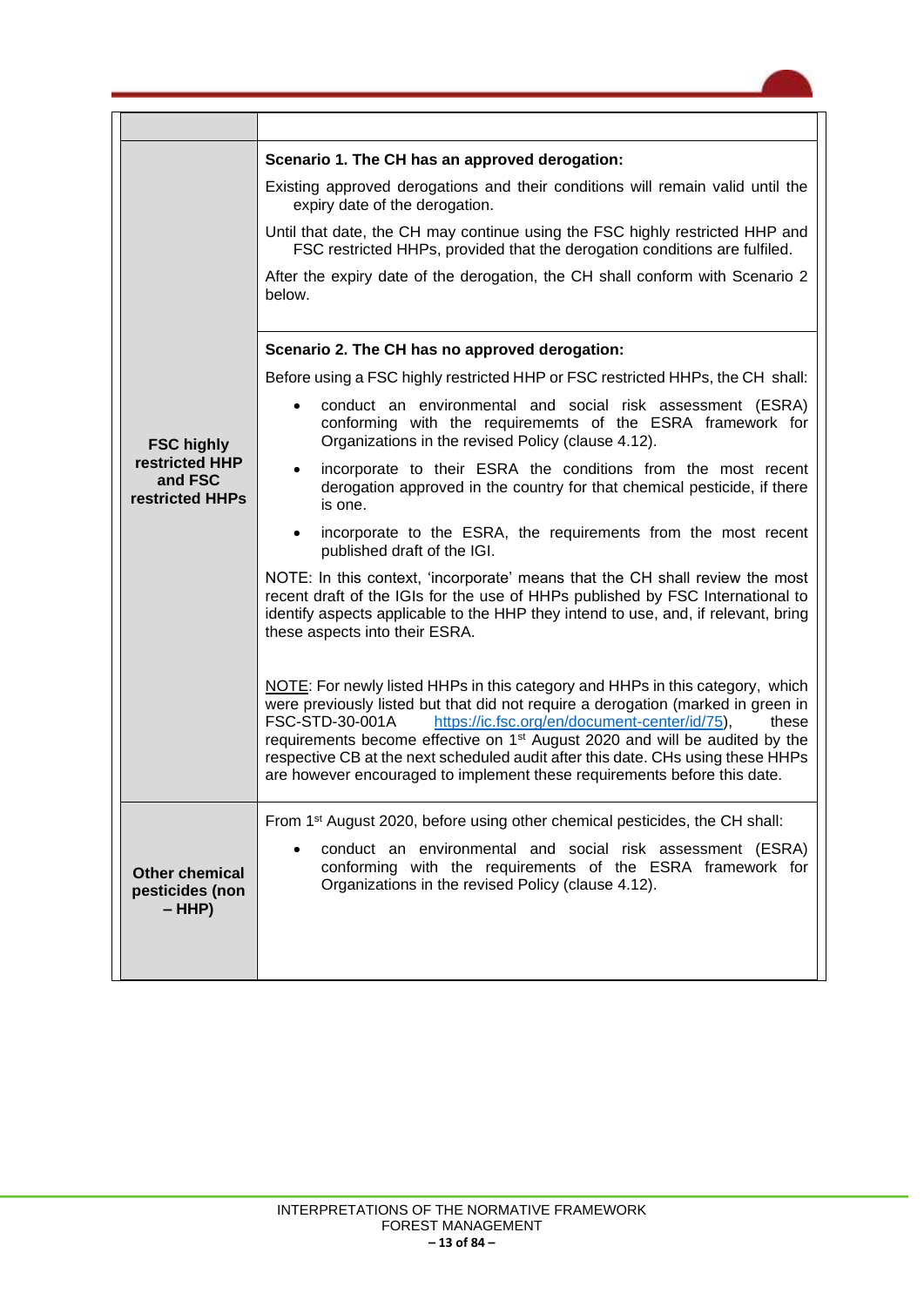| | |
|---|---|
| **FSC highly restricted HHP and FSC restricted HHPs** | **Scenario 1. The CH has an approved derogation:**<br><br>Existing approved derogations and their conditions will remain valid until the expiry date of the derogation.<br><br>Until that date, the CH may continue using the FSC highly restricted HHP and FSC restricted HHPs, provided that the derogation conditions are fulfiled.<br><br>After the expiry date of the derogation, the CH shall conform with Scenario 2 below. |
| | **Scenario 2. The CH has no approved derogation:**<br><br>Before using a FSC highly restricted HHP or FSC restricted HHPs, the CH shall:<br><br>• conduct an environmental and social risk assessment (ESRA) conforming with the requiremets of the ESRA framework for Organizations in the revised Policy (clause 4.12).<br>• incorporate to their ESRA the conditions from the most recent derogation approved in the country for that chemical pesticide, if there is one.<br>• incorporate to the ESRA, the requirements from the most recent published draft of the IGI.<br><br>NOTE: In this context, 'incorporate' means that the CH shall review the most recent draft of the IGIs for the use of HHPs published by FSC International to identify aspects applicable to the HHP they intend to use, and, if relevant, bring these aspects into their ESRA.<br><br>NOTE: For newly listed HHPs in this category and HHPs in this category, which were previously listed but that did not require a derogation (marked in green in FSC-STD-30-001A https://ic.fsc.org/en/document-center/id/75), these requirements become effective on 1st August 2020 and will be audited by the respective CB at the next scheduled audit after this date. CHs using these HHPs are however encouraged to implement these requirements before this date. |
| **Other chemical pesticides (non – HHP)** | From 1st August 2020, before using other chemical pesticides, the CH shall:<br><br>• conduct an environmental and social risk assessment (ESRA) conforming with the requirements of the ESRA framework for Organizations in the revised Policy (clause 4.12). |